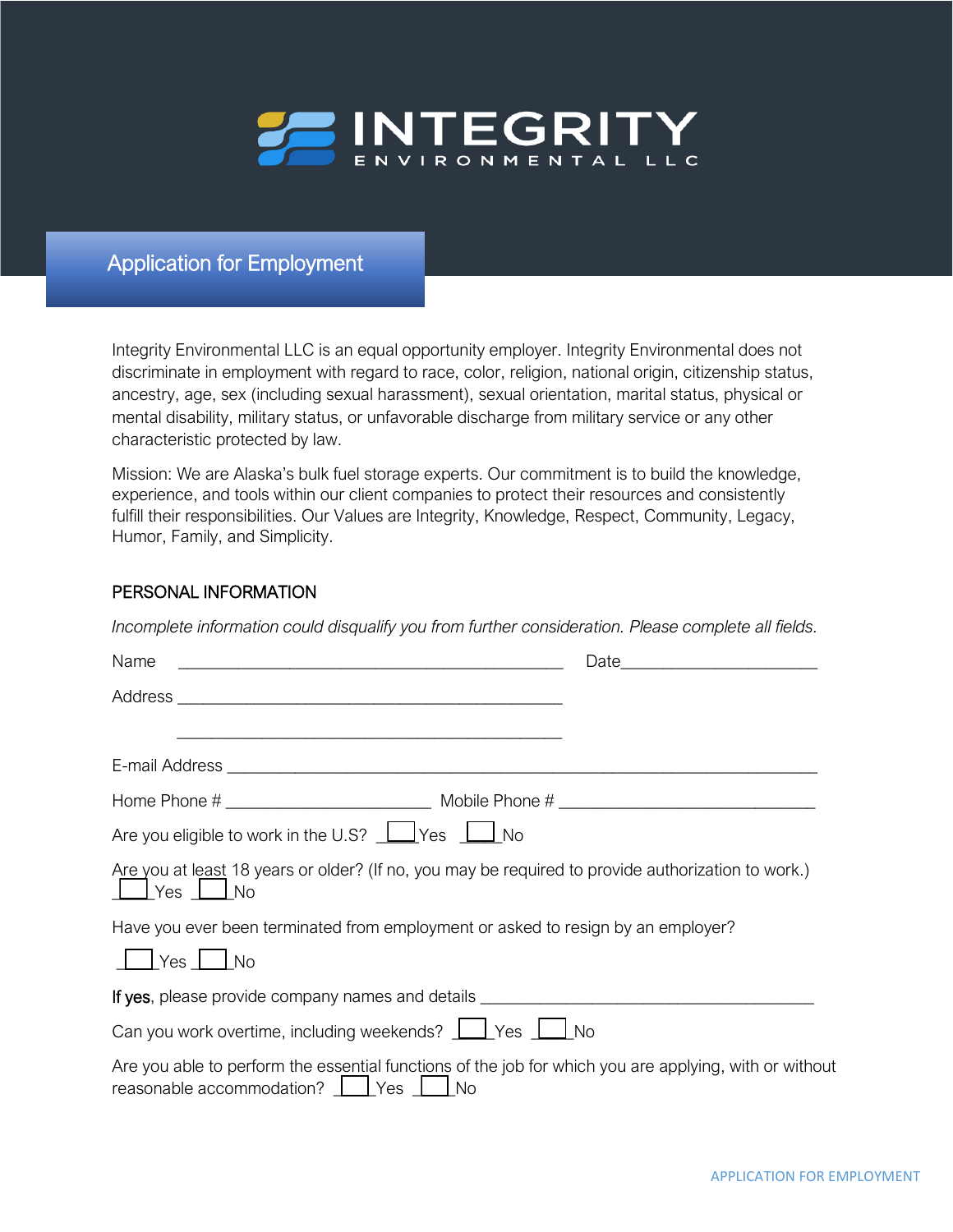# INTEGRITY

ENVIRONMENTAL LLC

## Application for Employment

Integrity Environmental LLC is an equal opportunity employer. Integrity Environmental does not discriminate in employment with regard to race, color, religion, national origin, citizenship status, ancestry, age, sex (including sexual harassment), sexual orientation, marital status, physical or mental disability, military status, or unfavorable discharge from military service or any other characteristic protected by law.

Mission: We are Alaska's bulk fuel storage experts. Our commitment is to build the knowledge, experience, and tools within our client companies to protect their resources and consistently fulfill their responsibilities. Our Values are Integrity, Knowledge, Respect, Community, Legacy, Humor, Family, and Simplicity.

### PERSONAL INFORMATION

*Incomplete information could disqualify you from further consideration. Please complete all fields.*

Name ______________________________________________ Date______________________

Address ______________________________________________

______________________________________________

E-mail Address ______________________________________________________________________

Home Phone # _______________________ Mobile Phone # _____________________________

Are you eligible to work in the U.S? ☐ Yes ☐ No

Are you at least 18 years or older? (If no, you may be required to provide authorization to work.)
☐ Yes ☐ No

Have you ever been terminated from employment or asked to resign by an employer?

☐ Yes ☐ No

If yes, please provide company names and details _____________________________________

Can you work overtime, including weekends? ☐ Yes ☐ No

Are you able to perform the essential functions of the job for which you are applying, with or without reasonable accommodation? ☐ Yes ☐ No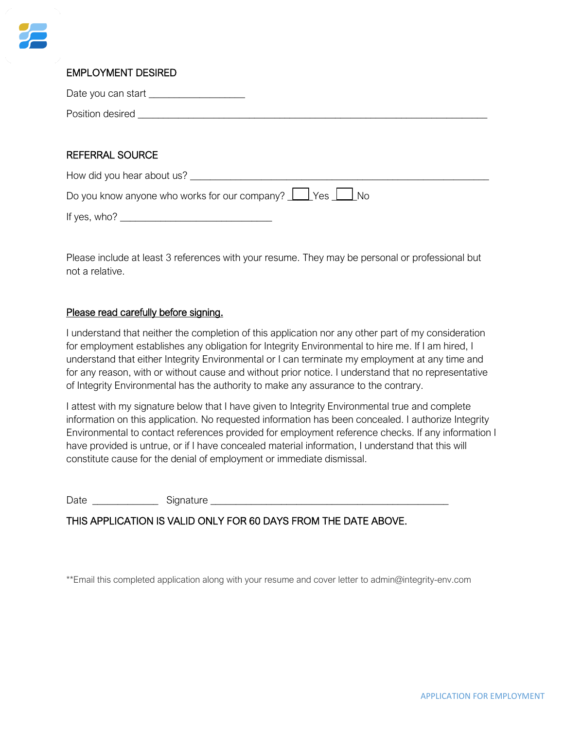## EMPLOYMENT DESIRED

Date you can start ___________________

Position desired _____________________________________________________________________

## REFERRAL SOURCE

How did you hear about us? ___________________________________________________________

Do you know anyone who works for our company? ☐ Yes ☐ No

If yes, who? ______________________________

Please include at least 3 references with your resume. They may be personal or professional but not a relative.

**Please read carefully before signing.**

I understand that neither the completion of this application nor any other part of my consideration for employment establishes any obligation for Integrity Environmental to hire me. If I am hired, I understand that either Integrity Environmental or I can terminate my employment at any time and for any reason, with or without cause and without prior notice. I understand that no representative of Integrity Environmental has the authority to make any assurance to the contrary.

I attest with my signature below that I have given to Integrity Environmental true and complete information on this application. No requested information has been concealed. I authorize Integrity Environmental to contact references provided for employment reference checks. If any information I have provided is untrue, or if I have concealed material information, I understand that this will constitute cause for the denial of employment or immediate dismissal.

Date _____________ Signature _______________________________________________

THIS APPLICATION IS VALID ONLY FOR 60 DAYS FROM THE DATE ABOVE.

**Email this completed application along with your resume and cover letter to admin@integrity-env.com